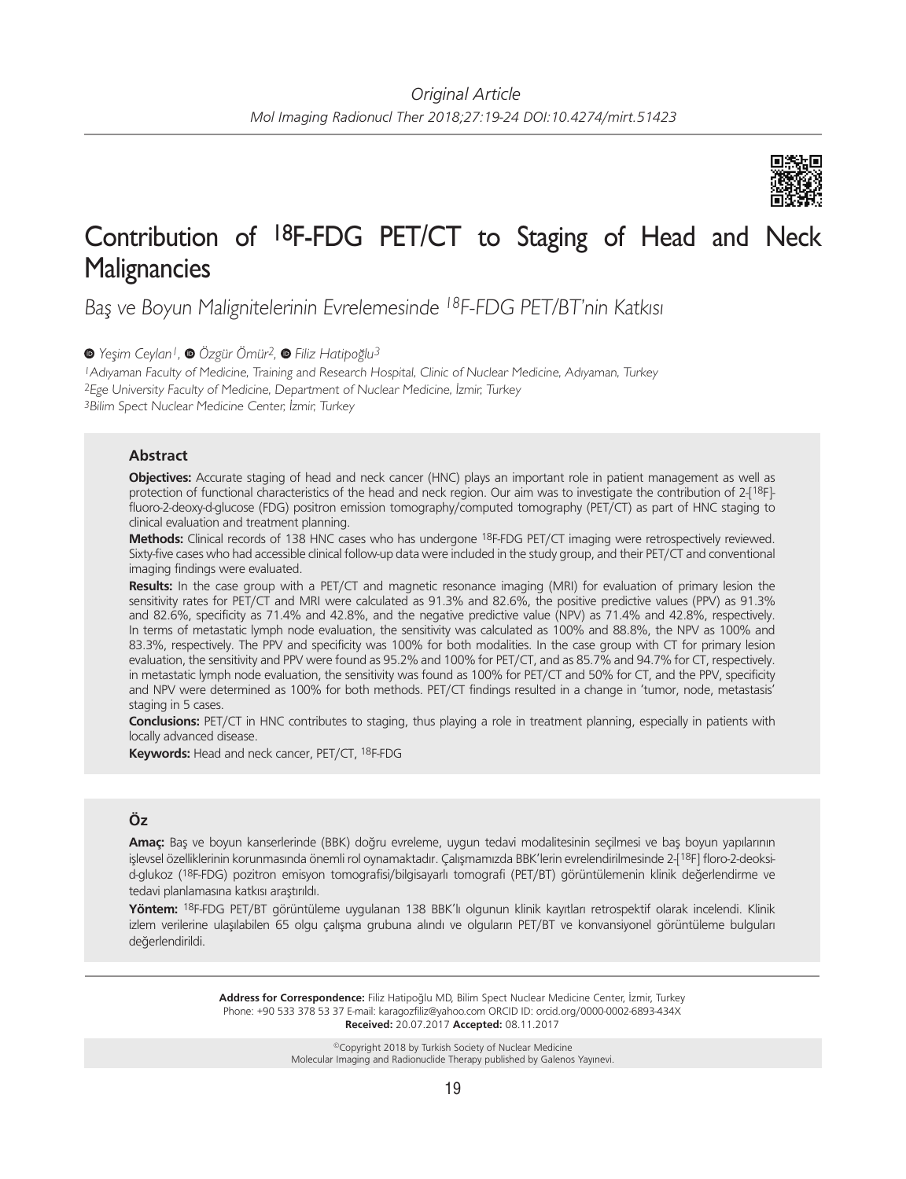*Original Article*

# Contribution of [18]F-FDG PET/CT to Staging of Head and Neck Malignancies

*Baş ve Boyun Malignitelerinin Evrelemesinde [18]F-FDG PET/BT'nin Katkısı*

*Yeşim Ceylan[1], Özgür Ömür[2], Filiz Hatipoğlu[3]*

[1]*Adıyaman Faculty of Medicine, Training and Research Hospital, Clinic of Nuclear Medicine, Adıyaman, Turkey*
[2]*Ege University Faculty of Medicine, Department of Nuclear Medicine, İzmir, Turkey*
[3]*Bilim Spect Nuclear Medicine Center, İzmir, Turkey*

## Abstract

**Objectives:** Accurate staging of head and neck cancer (HNC) plays an important role in patient management as well as protection of functional characteristics of the head and neck region. Our aim was to investigate the contribution of 2-[[18]F]-fluoro-2-deoxy-d-glucose (FDG) positron emission tomography/computed tomography (PET/CT) as part of HNC staging to clinical evaluation and treatment planning.

**Methods:** Clinical records of 138 HNC cases who has undergone [18]F-FDG PET/CT imaging were retrospectively reviewed. Sixty-five cases who had accessible clinical follow-up data were included in the study group, and their PET/CT and conventional imaging findings were evaluated.

**Results:** In the case group with a PET/CT and magnetic resonance imaging (MRI) for evaluation of primary lesion the sensitivity rates for PET/CT and MRI were calculated as 91.3% and 82.6%, the positive predictive values (PPV) as 91.3% and 82.6%, specificity as 71.4% and 42.8%, and the negative predictive value (NPV) as 71.4% and 42.8%, respectively. In terms of metastatic lymph node evaluation, the sensitivity was calculated as 100% and 88.8%, the NPV as 100% and 83.3%, respectively. The PPV and specificity was 100% for both modalities. In the case group with CT for primary lesion evaluation, the sensitivity and PPV were found as 95.2% and 100% for PET/CT, and as 85.7% and 94.7% for CT, respectively. in metastatic lymph node evaluation, the sensitivity was found as 100% for PET/CT and 50% for CT, and the PPV, specificity and NPV were determined as 100% for both methods. PET/CT findings resulted in a change in 'tumor, node, metastasis' staging in 5 cases.

**Conclusions:** PET/CT in HNC contributes to staging, thus playing a role in treatment planning, especially in patients with locally advanced disease.

**Keywords:** Head and neck cancer, PET/CT, [18]F-FDG

## Öz

**Amaç:** Baş ve boyun kanserlerinde (BBK) doğru evreleme, uygun tedavi modalitesinin seçilmesi ve baş boyun yapılarının işlevsel özelliklerinin korunmasında önemli rol oynamaktadır. Çalışmamızda BBK'lerin evrelendirilmesinde 2-[[18]F] floro-2-deoksi-d-glukoz ([18]F-FDG) pozitron emisyon tomografisi/bilgisayarlı tomografi (PET/BT) görüntülemenin klinik değerlendirme ve tedavi planlamasına katkısı araştırıldı.

**Yöntem:** [18]F-FDG PET/BT görüntüleme uygulanan 138 BBK'lı olgunun klinik kayıtları retrospektif olarak incelendi. Klinik izlem verilerine ulaşılabilen 65 olgu çalışma grubuna alındı ve olguların PET/BT ve konvansiyonel görüntüleme bulguları değerlendirildi.

---

**Address for Correspondence:** Filiz Hatipoğlu MD, Bilim Spect Nuclear Medicine Center, İzmir, Turkey
Phone: +90 533 378 53 37 E-mail: karagozfiliz@yahoo.com ORCID ID: orcid.org/0000-0002-6893-434X
**Received:** 20.07.2017 **Accepted:** 08.11.2017

©Copyright 2018 by Turkish Society of Nuclear Medicine
Molecular Imaging and Radionuclide Therapy published by Galenos Yayınevi.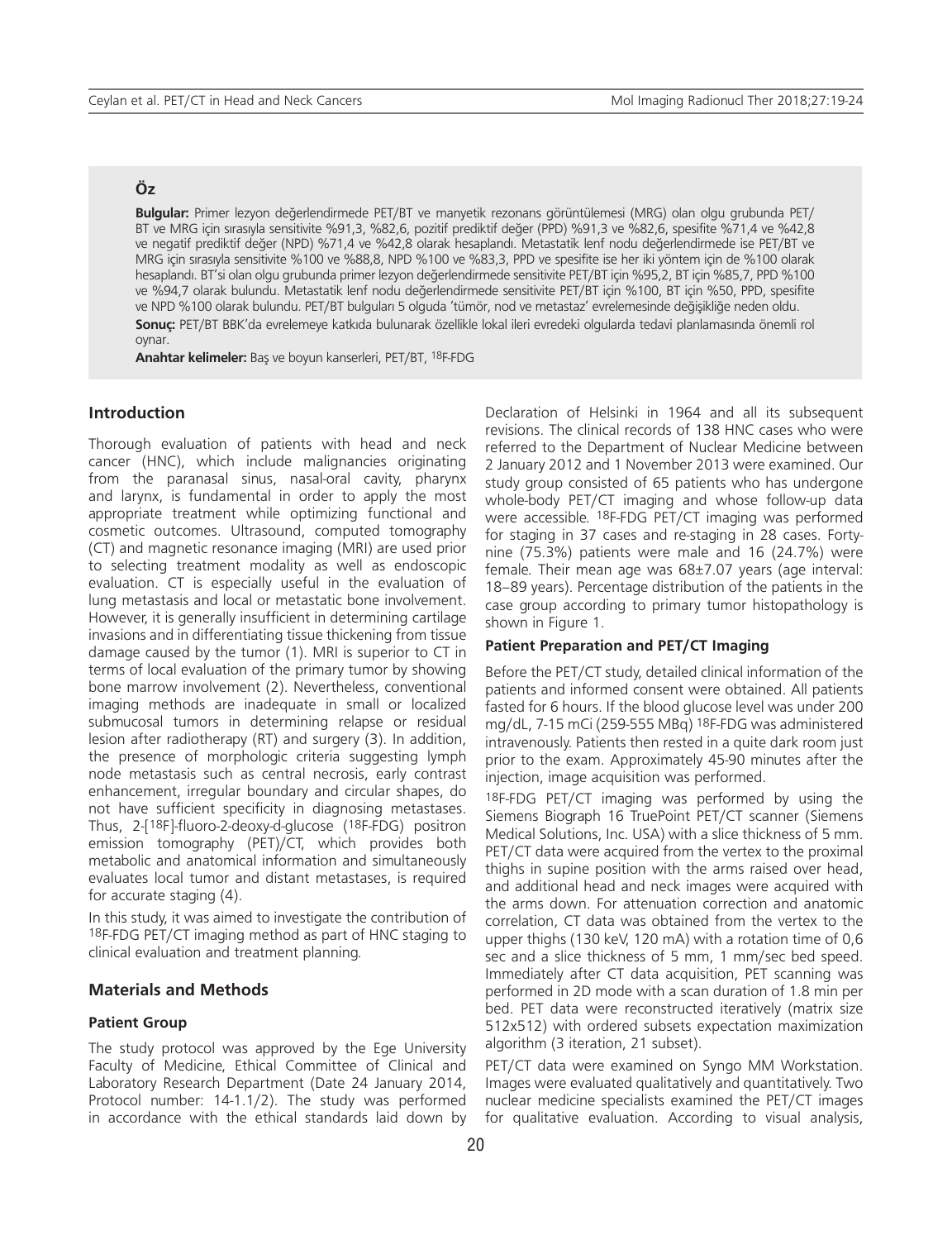## Öz

**Bulgular:** Primer lezyon değerlendirmede PET/BT ve manyetik rezonans görüntülemesi (MRG) olan olgu grubunda PET/BT ve MRG için sırasıyla sensitivite %91,3, %82,6, pozitif prediktif değer (PPD) %91,3 ve %82,6, spesifite %71,4 ve %42,8 ve negatif prediktif değer (NPD) %71,4 ve %42,8 olarak hesaplandı. Metastatik lenf nodu değerlendirmede ise PET/BT ve MRG için sırasıyla sensitivite %100 ve %88,8, NPD %100 ve %83,3, PPD ve spesifite ise her iki yöntem için de %100 olarak hesaplandı. BT'si olan olgu grubunda primer lezyon değerlendirmede sensitivite PET/BT için %95,2, BT için %85,7, PPD %100 ve %94,7 olarak bulundu. Metastatik lenf nodu değerlendirmede sensitivite PET/BT için %100, BT için %50, PPD, spesifite ve NPD %100 olarak bulundu. PET/BT bulguları 5 olguda 'tümör, nod ve metastaz' evrelemesinde değişikliğe neden oldu.

**Sonuç:** PET/BT BBK'da evrelemeye katkıda bulunarak özellikle lokal ileri evredeki olgularda tedavi planlamasında önemli rol oynar.

**Anahtar kelimeler:** Baş ve boyun kanserleri, PET/BT, $^{18}$F-FDG

## Introduction

Thorough evaluation of patients with head and neck cancer (HNC), which include malignancies originating from the paranasal sinus, nasal-oral cavity, pharynx and larynx, is fundamental in order to apply the most appropriate treatment while optimizing functional and cosmetic outcomes. Ultrasound, computed tomography (CT) and magnetic resonance imaging (MRI) are used prior to selecting treatment modality as well as endoscopic evaluation. CT is especially useful in the evaluation of lung metastasis and local or metastatic bone involvement. However, it is generally insufficient in determining cartilage invasions and in differentiating tissue thickening from tissue damage caused by the tumor (1). MRI is superior to CT in terms of local evaluation of the primary tumor by showing bone marrow involvement (2). Nevertheless, conventional imaging methods are inadequate in small or localized submucosal tumors in determining relapse or residual lesion after radiotherapy (RT) and surgery (3). In addition, the presence of morphologic criteria suggesting lymph node metastasis such as central necrosis, early contrast enhancement, irregular boundary and circular shapes, do not have sufficient specificity in diagnosing metastases. Thus, 2-[$^{18}$F]-fluoro-2-deoxy-d-glucose ($^{18}$F-FDG) positron emission tomography (PET)/CT, which provides both metabolic and anatomical information and simultaneously evaluates local tumor and distant metastases, is required for accurate staging (4).

In this study, it was aimed to investigate the contribution of $^{18}$F-FDG PET/CT imaging method as part of HNC staging to clinical evaluation and treatment planning.

## Materials and Methods

### Patient Group

The study protocol was approved by the Ege University Faculty of Medicine, Ethical Committee of Clinical and Laboratory Research Department (Date 24 January 2014, Protocol number: 14-1.1/2). The study was performed in accordance with the ethical standards laid down by Declaration of Helsinki in 1964 and all its subsequent revisions. The clinical records of 138 HNC cases who were referred to the Department of Nuclear Medicine between 2 January 2012 and 1 November 2013 were examined. Our study group consisted of 65 patients who has undergone whole-body PET/CT imaging and whose follow-up data were accessible. $^{18}$F-FDG PET/CT imaging was performed for staging in 37 cases and re-staging in 28 cases. Forty-nine (75.3%) patients were male and 16 (24.7%) were female. Their mean age was 68±7.07 years (age interval: 18–89 years). Percentage distribution of the patients in the case group according to primary tumor histopathology is shown in Figure 1.

### Patient Preparation and PET/CT Imaging

Before the PET/CT study, detailed clinical information of the patients and informed consent were obtained. All patients fasted for 6 hours. If the blood glucose level was under 200 mg/dL, 7-15 mCi (259-555 MBq) $^{18}$F-FDG was administered intravenously. Patients then rested in a quite dark room just prior to the exam. Approximately 45-90 minutes after the injection, image acquisition was performed.

$^{18}$F-FDG PET/CT imaging was performed by using the Siemens Biograph 16 TruePoint PET/CT scanner (Siemens Medical Solutions, Inc. USA) with a slice thickness of 5 mm. PET/CT data were acquired from the vertex to the proximal thighs in supine position with the arms raised over head, and additional head and neck images were acquired with the arms down. For attenuation correction and anatomic correlation, CT data was obtained from the vertex to the upper thighs (130 keV, 120 mA) with a rotation time of 0,6 sec and a slice thickness of 5 mm, 1 mm/sec bed speed. Immediately after CT data acquisition, PET scanning was performed in 2D mode with a scan duration of 1.8 min per bed. PET data were reconstructed iteratively (matrix size 512x512) with ordered subsets expectation maximization algorithm (3 iteration, 21 subset).

PET/CT data were examined on Syngo MM Workstation. Images were evaluated qualitatively and quantitatively. Two nuclear medicine specialists examined the PET/CT images for qualitative evaluation. According to visual analysis,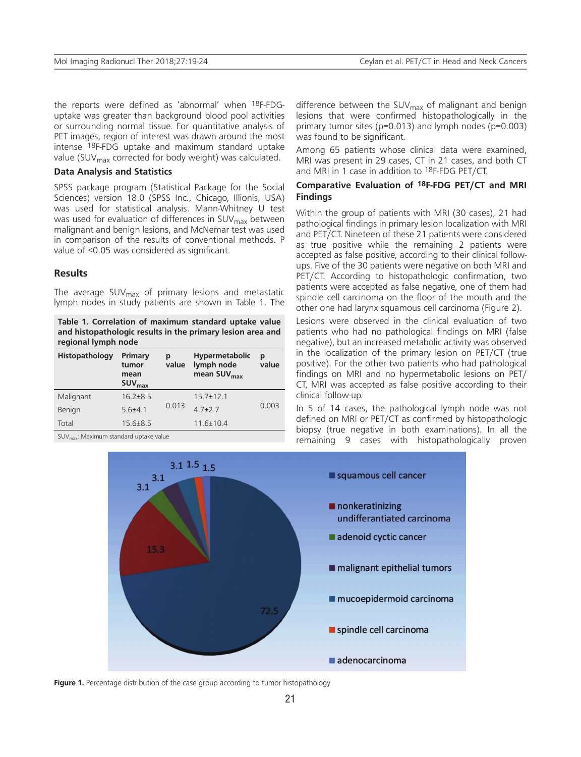the reports were defined as 'abnormal' when $^{18}$F-FDG-uptake was greater than background blood pool activities or surrounding normal tissue. For quantitative analysis of PET images, region of interest was drawn around the most intense $^{18}$F-FDG uptake and maximum standard uptake value ($SUV_{max}$ corrected for body weight) was calculated.

### Data Analysis and Statistics

SPSS package program (Statistical Package for the Social Sciences) version 18.0 (SPSS Inc., Chicago, Illionis, USA) was used for statistical analysis. Mann-Whitney U test was used for evaluation of differences in $SUV_{max}$ between malignant and benign lesions, and McNemar test was used in comparison of the results of conventional methods. P value of <0.05 was considered as significant.

## Results

The average $SUV_{max}$ of primary lesions and metastatic lymph nodes in study patients are shown in Table 1. The difference between the $SUV_{max}$ of malignant and benign lesions that were confirmed histopathologically in the primary tumor sites (p=0.013) and lymph nodes (p=0.003) was found to be significant.

**Table 1. Correlation of maximum standard uptake value and histopathologic results in the primary lesion area and regional lymph node**

| Histopathology | Primary tumor mean $SUV_{max}$ | p value | Hypermetabolic lymph node mean $SUV_{max}$ | p value |
|---|---|---|---|---|
| Malignant | 16.2±8.5 | 0.013 | 15.7±12.1 | 0.003 |
| Benign | 5.6±4.1 | | 4.7±2.7 | |
| Total | 15.6±8.5 | | 11.6±10.4 | |

$SUV_{max}$: Maximum standard uptake value

Among 65 patients whose clinical data were examined, MRI was present in 29 cases, CT in 21 cases, and both CT and MRI in 1 case in addition to $^{18}$F-FDG PET/CT.

### Comparative Evaluation of $^{18}$F-FDG PET/CT and MRI Findings

Within the group of patients with MRI (30 cases), 21 had pathological findings in primary lesion localization with MRI and PET/CT. Nineteen of these 21 patients were considered as true positive while the remaining 2 patients were accepted as false positive, according to their clinical follow-ups. Five of the 30 patients were negative on both MRI and PET/CT. According to histopathologic confirmation, two patients were accepted as false negative, one of them had spindle cell carcinoma on the floor of the mouth and the other one had larynx squamous cell carcinoma (Figure 2).

Lesions were observed in the clinical evaluation of two patients who had no pathological findings on MRI (false negative), but an increased metabolic activity was observed in the localization of the primary lesion on PET/CT (true positive). For the other two patients who had pathological findings on MRI and no hypermetabolic lesions on PET/CT, MRI was accepted as false positive according to their clinical follow-up.

In 5 of 14 cases, the pathological lymph node was not defined on MRI or PET/CT as confirmed by histopathologic biopsy (true negative in both examinations). In all the remaining 9 cases with histopathologically proven

**Figure 1.** Percentage distribution of the case group according to tumor histopathology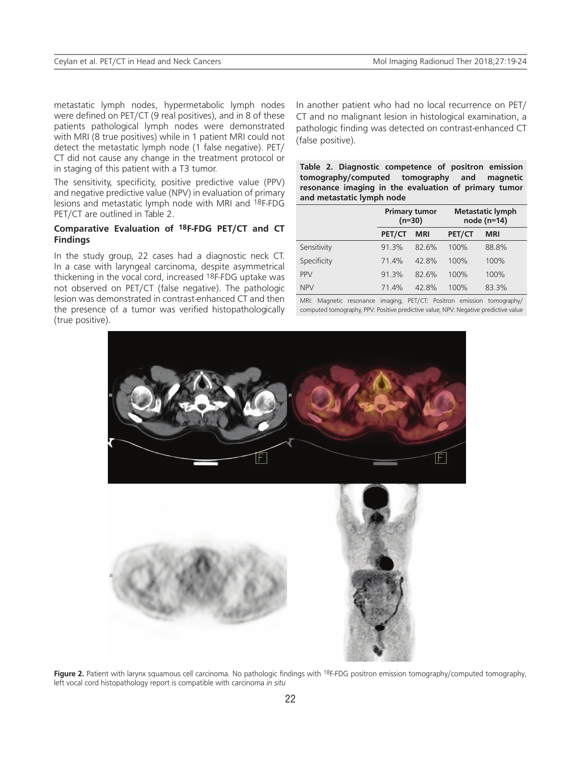metastatic lymph nodes, hypermetabolic lymph nodes were defined on PET/CT (9 real positives), and in 8 of these patients pathological lymph nodes were demonstrated with MRI (8 true positives) while in 1 patient MRI could not detect the metastatic lymph node (1 false negative). PET/CT did not cause any change in the treatment protocol or in staging of this patient with a T3 tumor.

The sensitivity, specificity, positive predictive value (PPV) and negative predictive value (NPV) in evaluation of primary lesions and metastatic lymph node with MRI and $^{18}$F-FDG PET/CT are outlined in Table 2.

### Comparative Evaluation of $^{18}$F-FDG PET/CT and CT Findings

In the study group, 22 cases had a diagnostic neck CT. In a case with laryngeal carcinoma, despite asymmetrical thickening in the vocal cord, increased $^{18}$F-FDG uptake was not observed on PET/CT (false negative). The pathologic lesion was demonstrated in contrast-enhanced CT and then the presence of a tumor was verified histopathologically (true positive).

In another patient who had no local recurrence on PET/CT and no malignant lesion in histological examination, a pathologic finding was detected on contrast-enhanced CT (false positive).

**Table 2. Diagnostic competence of positron emission tomography/computed tomography and magnetic resonance imaging in the evaluation of primary tumor and metastatic lymph node**

| | Primary tumor (n=30) | | Metastatic lymph node (n=14) | |
|---|---|---|---|---|
| | PET/CT | MRI | PET/CT | MRI |
| Sensitivity | 91.3% | 82.6% | 100% | 88.8% |
| Specificity | 71.4% | 42.8% | 100% | 100% |
| PPV | 91.3% | 82.6% | 100% | 100% |
| NPV | 71.4% | 42.8% | 100% | 83.3% |

MRI: Magnetic resonance imaging, PET/CT: Positron emission tomography/computed tomography, PPV: Positive predictive value, NPV: Negative predictive value

**Figure 2.** Patient with larynx squamous cell carcinoma. No pathologic findings with $^{18}$F-FDG positron emission tomography/computed tomography, left vocal cord histopathology report is compatible with carcinoma *in situ*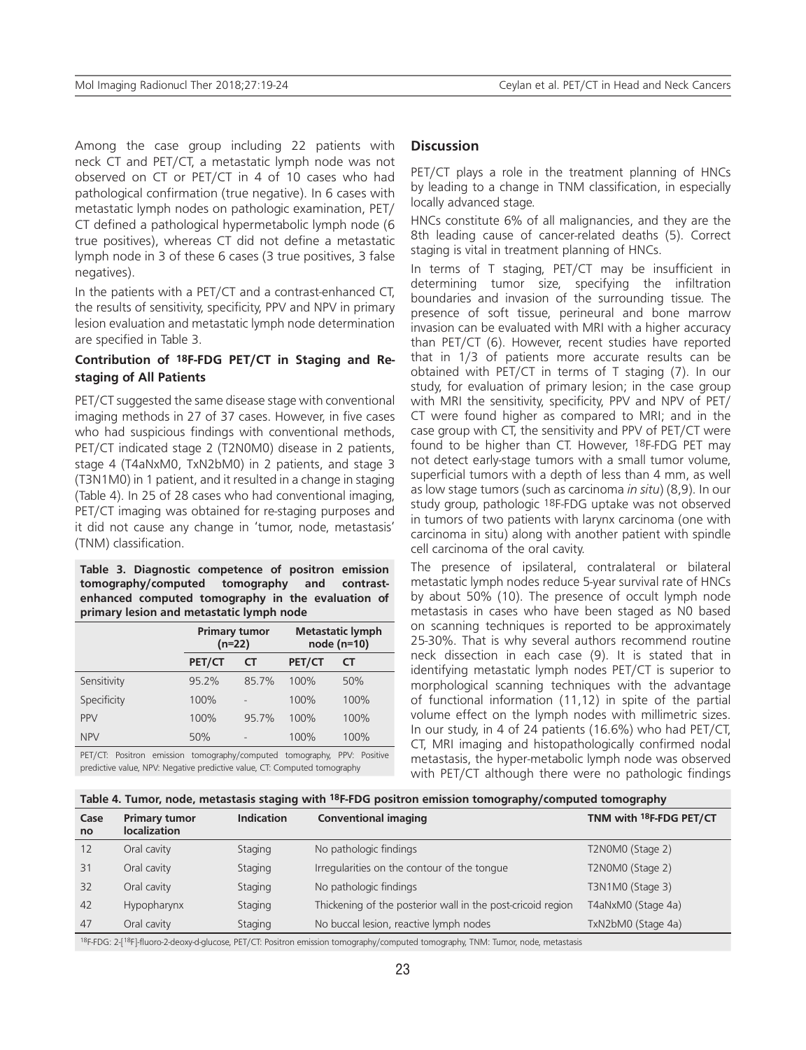Among the case group including 22 patients with neck CT and PET/CT, a metastatic lymph node was not observed on CT or PET/CT in 4 of 10 cases who had pathological confirmation (true negative). In 6 cases with metastatic lymph nodes on pathologic examination, PET/CT defined a pathological hypermetabolic lymph node (6 true positives), whereas CT did not define a metastatic lymph node in 3 of these 6 cases (3 true positives, 3 false negatives).

In the patients with a PET/CT and a contrast-enhanced CT, the results of sensitivity, specificity, PPV and NPV in primary lesion evaluation and metastatic lymph node determination are specified in Table 3.

### Contribution of $^{18}$F-FDG PET/CT in Staging and Re-staging of All Patients

PET/CT suggested the same disease stage with conventional imaging methods in 27 of 37 cases. However, in five cases who had suspicious findings with conventional methods, PET/CT indicated stage 2 (T2N0M0) disease in 2 patients, stage 4 (T4aNxM0, TxN2bM0) in 2 patients, and stage 3 (T3N1M0) in 1 patient, and it resulted in a change in staging (Table 4). In 25 of 28 cases who had conventional imaging, PET/CT imaging was obtained for re-staging purposes and it did not cause any change in 'tumor, node, metastasis' (TNM) classification.

**Table 3. Diagnostic competence of positron emission tomography/computed tomography and contrast-enhanced computed tomography in the evaluation of primary lesion and metastatic lymph node**

| | Primary tumor (n=22) | | Metastatic lymph node (n=10) | |
|---|---|---|---|---|
| | PET/CT | CT | PET/CT | CT |
| Sensitivity | 95.2% | 85.7% | 100% | 50% |
| Specificity | 100% | - | 100% | 100% |
| PPV | 100% | 95.7% | 100% | 100% |
| NPV | 50% | - | 100% | 100% |

PET/CT: Positron emission tomography/computed tomography, PPV: Positive predictive value, NPV: Negative predictive value, CT: Computed tomography

## Discussion

PET/CT plays a role in the treatment planning of HNCs by leading to a change in TNM classification, in especially locally advanced stage.

HNCs constitute 6% of all malignancies, and they are the 8th leading cause of cancer-related deaths (5). Correct staging is vital in treatment planning of HNCs.

In terms of T staging, PET/CT may be insufficient in determining tumor size, specifying the infiltration boundaries and invasion of the surrounding tissue. The presence of soft tissue, perineural and bone marrow invasion can be evaluated with MRI with a higher accuracy than PET/CT (6). However, recent studies have reported that in 1/3 of patients more accurate results can be obtained with PET/CT in terms of T staging (7). In our study, for evaluation of primary lesion; in the case group with MRI the sensitivity, specificity, PPV and NPV of PET/CT were found higher as compared to MRI; and in the case group with CT, the sensitivity and PPV of PET/CT were found to be higher than CT. However, $^{18}$F-FDG PET may not detect early-stage tumors with a small tumor volume, superficial tumors with a depth of less than 4 mm, as well as low stage tumors (such as carcinoma *in situ*) (8,9). In our study group, pathologic $^{18}$F-FDG uptake was not observed in tumors of two patients with larynx carcinoma (one with carcinoma in situ) along with another patient with spindle cell carcinoma of the oral cavity.

The presence of ipsilateral, contralateral or bilateral metastatic lymph nodes reduce 5-year survival rate of HNCs by about 50% (10). The presence of occult lymph node metastasis in cases who have been staged as N0 based on scanning techniques is reported to be approximately 25-30%. That is why several authors recommend routine neck dissection in each case (9). It is stated that in identifying metastatic lymph nodes PET/CT is superior to morphological scanning techniques with the advantage of functional information (11,12) in spite of the partial volume effect on the lymph nodes with millimetric sizes. In our study, in 4 of 24 patients (16.6%) who had PET/CT, CT, MRI imaging and histopathologically confirmed nodal metastasis, the hyper-metabolic lymph node was observed with PET/CT although there were no pathologic findings

**Table 4. Tumor, node, metastasis staging with $^{18}$F-FDG positron emission tomography/computed tomography**

| Case no | Primary tumor localization | Indication | Conventional imaging | TNM with $^{18}$F-FDG PET/CT |
|---|---|---|---|---|
| 12 | Oral cavity | Staging | No pathologic findings | T2N0M0 (Stage 2) |
| 31 | Oral cavity | Staging | Irregularities on the contour of the tongue | T2N0M0 (Stage 2) |
| 32 | Oral cavity | Staging | No pathologic findings | T3N1M0 (Stage 3) |
| 42 | Hypopharynx | Staging | Thickening of the posterior wall in the post-cricoid region | T4aNxM0 (Stage 4a) |
| 47 | Oral cavity | Staging | No buccal lesion, reactive lymph nodes | TxN2bM0 (Stage 4a) |

$^{18}$F-FDG: 2-[$^{18}$F]-fluoro-2-deoxy-d-glucose, PET/CT: Positron emission tomography/computed tomography, TNM: Tumor, node, metastasis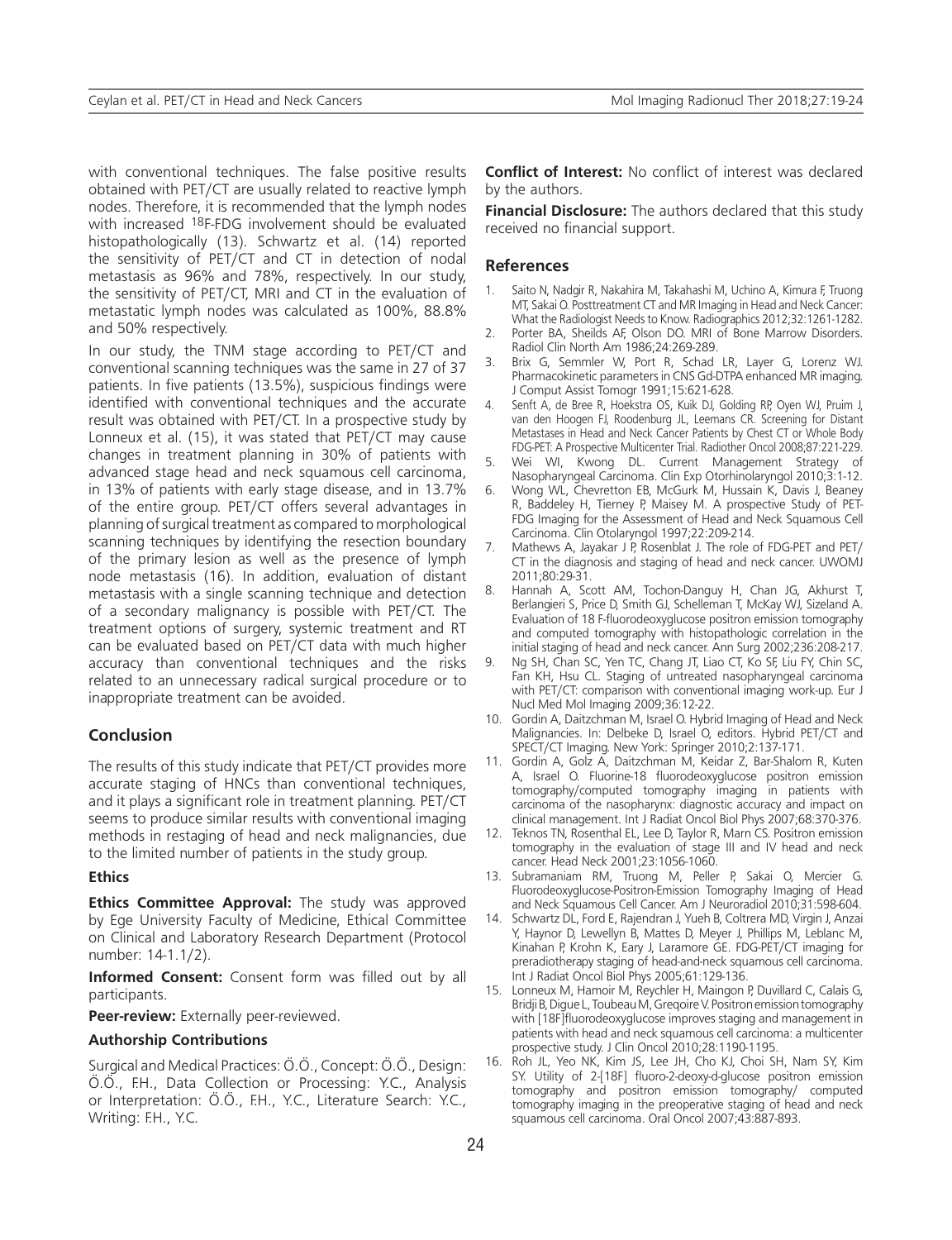with conventional techniques. The false positive results obtained with PET/CT are usually related to reactive lymph nodes. Therefore, it is recommended that the lymph nodes with increased $^{18}$F-FDG involvement should be evaluated histopathologically (13). Schwartz et al. (14) reported the sensitivity of PET/CT and CT in detection of nodal metastasis as 96% and 78%, respectively. In our study, the sensitivity of PET/CT, MRI and CT in the evaluation of metastatic lymph nodes was calculated as 100%, 88.8% and 50% respectively.

In our study, the TNM stage according to PET/CT and conventional scanning techniques was the same in 27 of 37 patients. In five patients (13.5%), suspicious findings were identified with conventional techniques and the accurate result was obtained with PET/CT. In a prospective study by Lonneux et al. (15), it was stated that PET/CT may cause changes in treatment planning in 30% of patients with advanced stage head and neck squamous cell carcinoma, in 13% of patients with early stage disease, and in 13.7% of the entire group. PET/CT offers several advantages in planning of surgical treatment as compared to morphological scanning techniques by identifying the resection boundary of the primary lesion as well as the presence of lymph node metastasis (16). In addition, evaluation of distant metastasis with a single scanning technique and detection of a secondary malignancy is possible with PET/CT. The treatment options of surgery, systemic treatment and RT can be evaluated based on PET/CT data with much higher accuracy than conventional techniques and the risks related to an unnecessary radical surgical procedure or to inappropriate treatment can be avoided.

## Conclusion

The results of this study indicate that PET/CT provides more accurate staging of HNCs than conventional techniques, and it plays a significant role in treatment planning. PET/CT seems to produce similar results with conventional imaging methods in restaging of head and neck malignancies, due to the limited number of patients in the study group.

### Ethics

**Ethics Committee Approval:** The study was approved by Ege University Faculty of Medicine, Ethical Committee on Clinical and Laboratory Research Department (Protocol number: 14-1.1/2).

**Informed Consent:** Consent form was filled out by all participants.

**Peer-review:** Externally peer-reviewed.

### Authorship Contributions

Surgical and Medical Practices: Ö.Ö., Concept: Ö.Ö., Design: Ö.Ö., F.H., Data Collection or Processing: Y.C., Analysis or Interpretation: Ö.Ö., F.H., Y.C., Literature Search: Y.C., Writing: F.H., Y.C.

**Conflict of Interest:** No conflict of interest was declared by the authors.

**Financial Disclosure:** The authors declared that this study received no financial support.

## References

1. Saito N, Nadgir R, Nakahira M, Takahashi M, Uchino A, Kimura F, Truong MT, Sakai O. Posttreatment CT and MR Imaging in Head and Neck Cancer: What the Radiologist Needs to Know. Radiographics 2012;32:1261-1282.
2. Porter BA, Sheilds AF, Olson DO. MRI of Bone Marrow Disorders. Radiol Clin North Am 1986;24:269-289.
3. Brix G, Semmler W, Port R, Schad LR, Layer G, Lorenz WJ. Pharmacokinetic parameters in CNS Gd-DTPA enhanced MR imaging. J Comput Assist Tomogr 1991;15:621-628.
4. Senft A, de Bree R, Hoekstra OS, Kuik DJ, Golding RP, Oyen WJ, Pruim J, van den Hoogen FJ, Roodenburg JL, Leemans CR. Screening for Distant Metastases in Head and Neck Cancer Patients by Chest CT or Whole Body FDG-PET: A Prospective Multicenter Trial. Radiother Oncol 2008;87:221-229.
5. Wei WI, Kwong DL. Current Management Strategy of Nasopharyngeal Carcinoma. Clin Exp Otorhinolaryngol 2010;3:1-12.
6. Wong WL, Chevretton EB, McGurk M, Hussain K, Davis J, Beaney R, Baddeley H, Tierney P, Maisey M. A prospective Study of PET-FDG Imaging for the Assessment of Head and Neck Squamous Cell Carcinoma. Clin Otolaryngol 1997;22:209-214.
7. Mathews A, Jayakar J P, Rosenblat J. The role of FDG-PET and PET/CT in the diagnosis and staging of head and neck cancer. UWOMJ 2011;80:29-31.
8. Hannah A, Scott AM, Tochon-Danguy H, Chan JG, Akhurst T, Berlangieri S, Price D, Smith GJ, Schelleman T, McKay WJ, Sizeland A. Evaluation of 18 F-fluorodeoxyglucose positron emission tomography and computed tomography with histopathologic correlation in the initial staging of head and neck cancer. Ann Surg 2002;236:208-217.
9. Ng SH, Chan SC, Yen TC, Chang JT, Liao CT, Ko SF, Liu FY, Chin SC, Fan KH, Hsu CL. Staging of untreated nasopharyngeal carcinoma with PET/CT: comparison with conventional imaging work-up. Eur J Nucl Med Mol Imaging 2009;36:12-22.
10. Gordin A, Daitzchman M, Israel O. Hybrid Imaging of Head and Neck Malignancies. In: Delbeke D, Israel O, editors. Hybrid PET/CT and SPECT/CT Imaging. New York: Springer 2010;2:137-171.
11. Gordin A, Golz A, Daitzchman M, Keidar Z, Bar-Shalom R, Kuten A, Israel O. Fluorine-18 fluorodeoxyglucose positron emission tomography/computed tomography imaging in patients with carcinoma of the nasopharynx: diagnostic accuracy and impact on clinical management. Int J Radiat Oncol Biol Phys 2007;68:370-376.
12. Teknos TN, Rosenthal EL, Lee D, Taylor R, Marn CS. Positron emission tomography in the evaluation of stage III and IV head and neck cancer. Head Neck 2001;23:1056-1060.
13. Subramaniam RM, Truong M, Peller P, Sakai O, Mercier G. Fluorodeoxyglucose-Positron-Emission Tomography Imaging of Head and Neck Squamous Cell Cancer. Am J Neuroradiol 2010;31:598-604.
14. Schwartz DL, Ford E, Rajendran J, Yueh B, Coltrera MD, Virgin J, Anzai Y, Haynor D, Lewellyn B, Mattes D, Meyer J, Phillips M, Leblanc M, Kinahan P, Krohn K, Eary J, Laramore GE. FDG-PET/CT imaging for preradiotherapy staging of head-and-neck squamous cell carcinoma. Int J Radiat Oncol Biol Phys 2005;61:129-136.
15. Lonneux M, Hamoir M, Reychler H, Maingon P, Duvillard C, Calais G, Bridji B, Digue L, Toubeau M, Greqoire V. Positron emission tomography with [18F]fluorodeoxyglucose improves staging and management in patients with head and neck squamous cell carcinoma: a multicenter prospective study. J Clin Oncol 2010;28:1190-1195.
16. Roh JL, Yeo NK, Kim JS, Lee JH, Cho KJ, Choi SH, Nam SY, Kim SY. Utility of 2-[18F] fluoro-2-deoxy-d-glucose positron emission tomography and positron emission tomography/ computed tomography imaging in the preoperative staging of head and neck squamous cell carcinoma. Oral Oncol 2007;43:887-893.